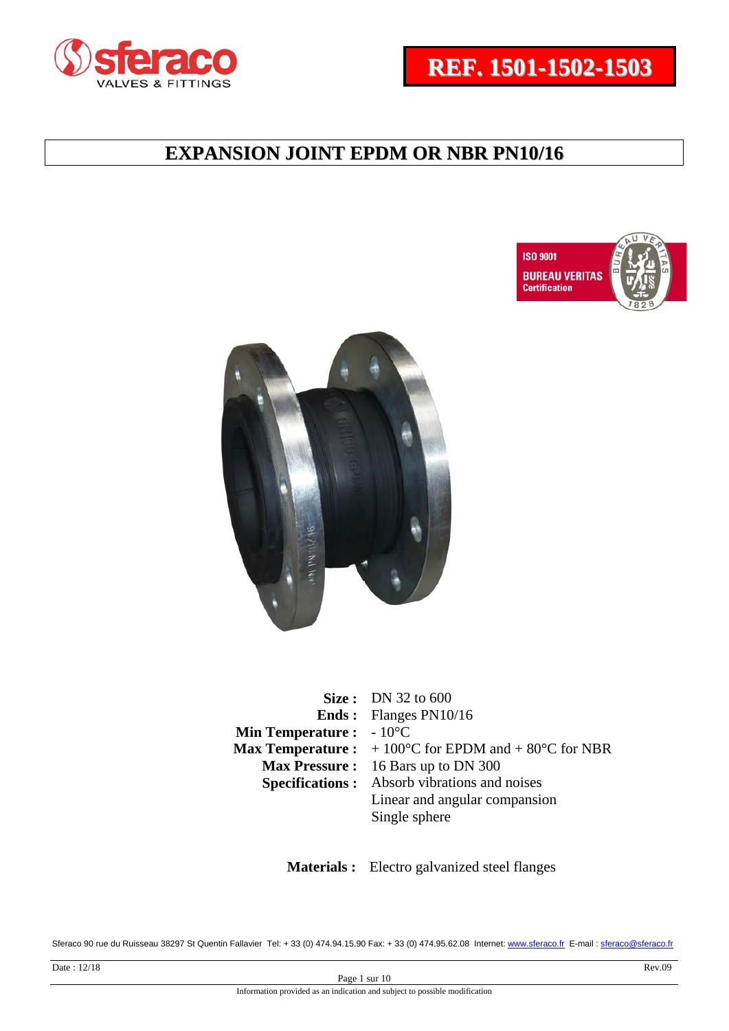**REF. 1501-1502-1503**

# EXPANSION JOINT EPDM OR NBR PN10/16

| | |
|---|---|
| **Size :** | DN 32 to 600 |
| **Ends :** | Flanges PN10/16 |
| **Min Temperature :** | - 10°C |
| **Max Temperature :** | + 100°C for EPDM and + 80°C for NBR |
| **Max Pressure :** | 16 Bars up to DN 300 |
| **Specifications :** | Absorb vibrations and noises<br>Linear and angular compansion<br>Single sphere |

**Materials :** Electro galvanized steel flanges

Sferaco 90 rue du Ruisseau 38297 St Quentin Fallavier Tel: + 33 (0) 474.94.15.90 Fax: + 33 (0) 474.95.62.08 Internet: www.sferaco.fr E-mail : sferaco@sferaco.fr

Date : 12/18 Rev.09

Information provided as an indication and subject to possible modification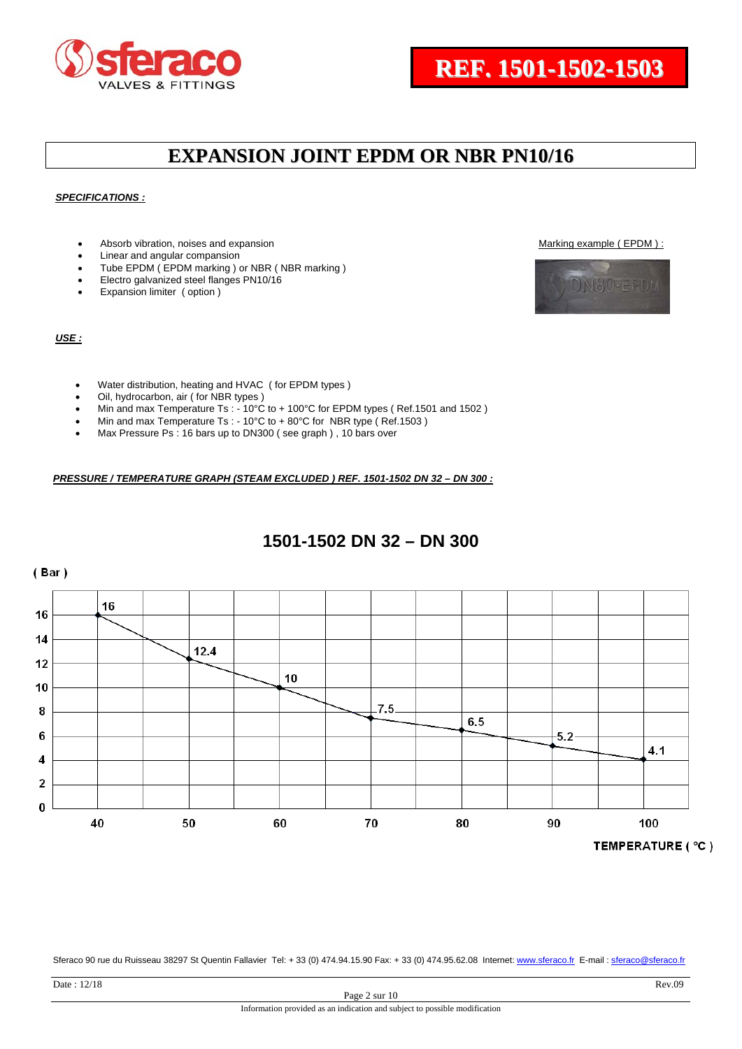REF. 1501-1502-1503

# EXPANSION JOINT EPDM OR NBR PN10/16

***SPECIFICATIONS :***

- Absorb vibration, noises and expansion
- Linear and angular compansion
- Tube EPDM ( EPDM marking ) or NBR ( NBR marking )
- Electro galvanized steel flanges PN10/16
- Expansion limiter ( option )

Marking example ( EPDM ) :

***USE :***

- Water distribution, heating and HVAC ( for EPDM types )
- Oil, hydrocarbon, air ( for NBR types )
- Min and max Temperature Ts : - 10°C to + 100°C for EPDM types ( Ref.1501 and 1502 )
- Min and max Temperature Ts : - 10°C to + 80°C for NBR type ( Ref.1503 )
- Max Pressure Ps : 16 bars up to DN300 ( see graph ) , 10 bars over

***PRESSURE / TEMPERATURE GRAPH (STEAM EXCLUDED ) REF. 1501-1502 DN 32 – DN 300 :***

## 1501-1502 DN 32 – DN 300

| TEMPERATURE ( °C ) | 40 | 50 | 60 | 70 | 80 | 90 | 100 |
|---|---|---|---|---|---|---|---|
| ( Bar ) | 16 | 12.4 | 10 | 7.5 | 6.5 | 5.2 | 4.1 |

Sferaco 90 rue du Ruisseau 38297 St Quentin Fallavier Tel: + 33 (0) 474.94.15.90 Fax: + 33 (0) 474.95.62.08 Internet: www.sferaco.fr E-mail : sferaco@sferaco.fr

Date : 12/18 Rev.09

Information provided as an indication and subject to possible modification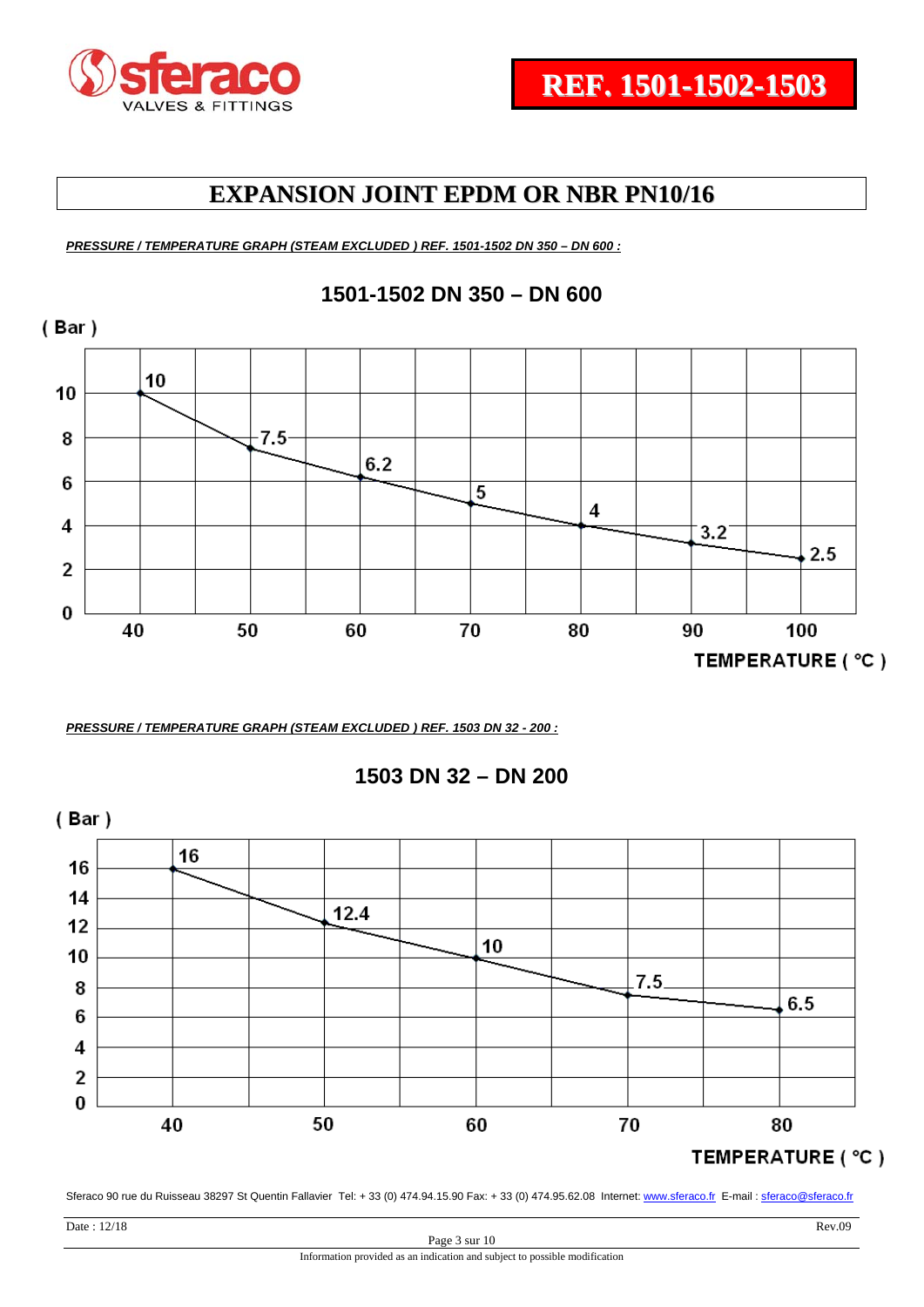# EXPANSION JOINT EPDM OR NBR PN10/16

***PRESSURE / TEMPERATURE GRAPH (STEAM EXCLUDED ) REF. 1501-1502 DN 350 – DN 600 :***

## 1501-1502 DN 350 – DN 600

| TEMPERATURE ( °C ) | 40 | 50 | 60 | 70 | 80 | 90 | 100 |
|---|---|---|---|---|---|---|---|
| ( Bar ) | 10 | 7.5 | 6.2 | 5 | 4 | 3.2 | 2.5 |

***PRESSURE / TEMPERATURE GRAPH (STEAM EXCLUDED ) REF. 1503 DN 32 - 200 :***

## 1503 DN 32 – DN 200

| TEMPERATURE ( °C ) | 40 | 50 | 60 | 70 | 80 |
|---|---|---|---|---|---|
| ( Bar ) | 16 | 12.4 | 10 | 7.5 | 6.5 |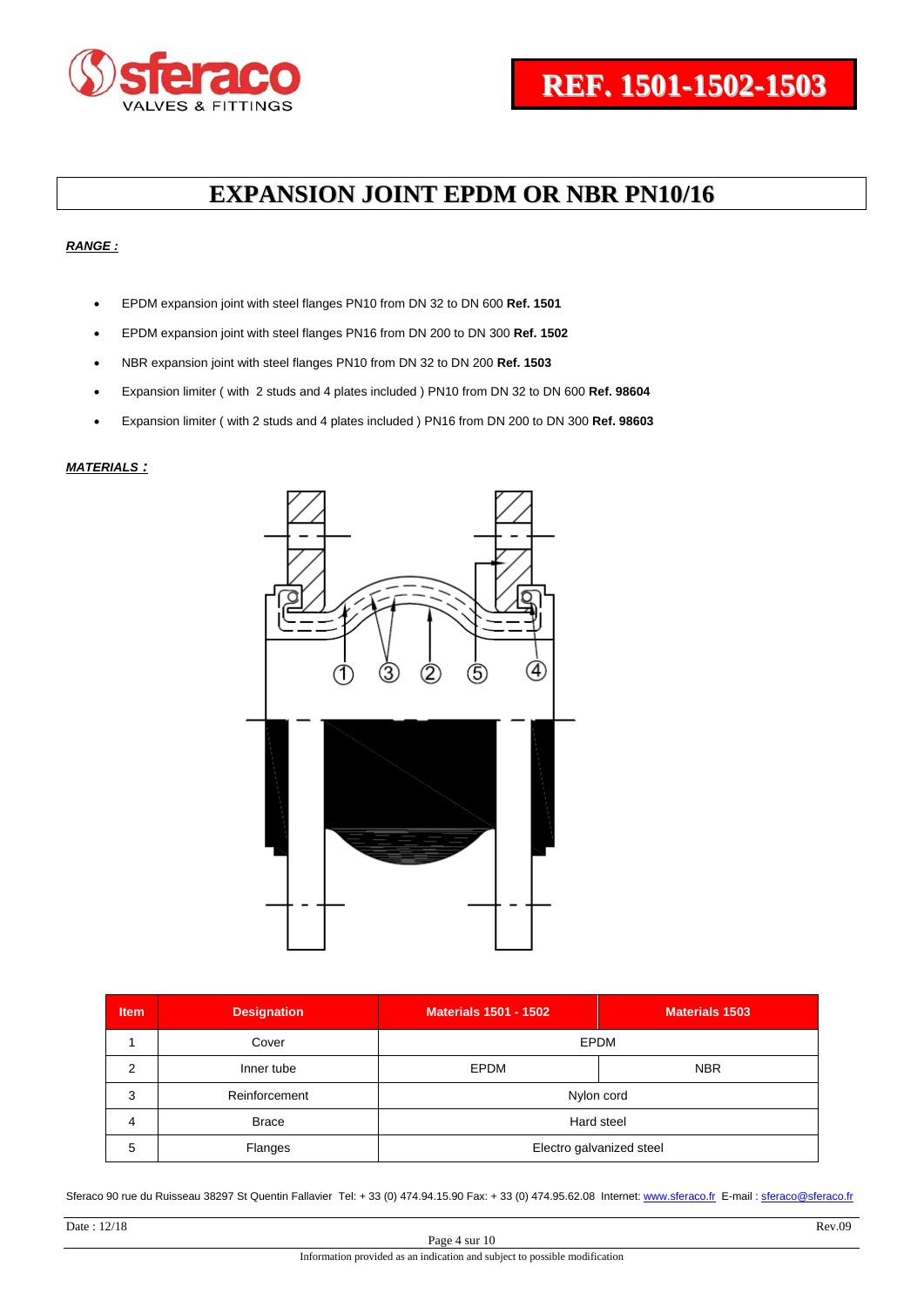# REF. 1501-1502-1503

# EXPANSION JOINT EPDM OR NBR PN10/16

***RANGE :***

- EPDM expansion joint with steel flanges PN10 from DN 32 to DN 600 **Ref. 1501**
- EPDM expansion joint with steel flanges PN16 from DN 200 to DN 300 **Ref. 1502**
- NBR expansion joint with steel flanges PN10 from DN 32 to DN 200 **Ref. 1503**
- Expansion limiter ( with 2 studs and 4 plates included ) PN10 from DN 32 to DN 600 **Ref. 98604**
- Expansion limiter ( with 2 studs and 4 plates included ) PN16 from DN 200 to DN 300 **Ref. 98603**

***MATERIALS :***

| Item | Designation | Materials 1501 - 1502 | Materials 1503 |
|---|---|---|---|
| 1 | Cover | EPDM | |
| 2 | Inner tube | EPDM | NBR |
| 3 | Reinforcement | Nylon cord | |
| 4 | Brace | Hard steel | |
| 5 | Flanges | Electro galvanized steel | |

Sferaco 90 rue du Ruisseau 38297 St Quentin Fallavier Tel: + 33 (0) 474.94.15.90 Fax: + 33 (0) 474.95.62.08 Internet: www.sferaco.fr E-mail : sferaco@sferaco.fr

Date : 12/18 Rev.09

Information provided as an indication and subject to possible modification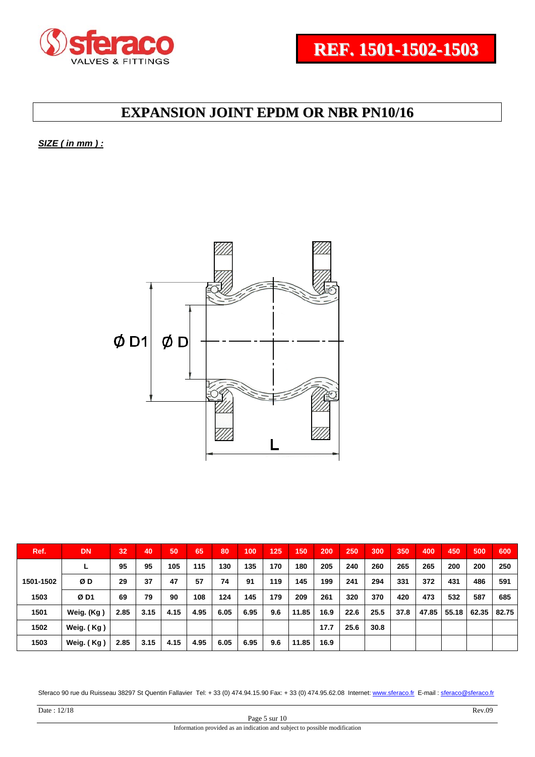**REF. 1501-1502-1503**

# EXPANSION JOINT EPDM OR NBR PN10/16

***SIZE ( in mm ) :***

| Ref. | DN | 32 | 40 | 50 | 65 | 80 | 100 | 125 | 150 | 200 | 250 | 300 | 350 | 400 | 450 | 500 | 600 |
|---|---|---|---|---|---|---|---|---|---|---|---|---|---|---|---|---|---|
| 1501-1502 | L | 95 | 95 | 105 | 115 | 130 | 135 | 170 | 180 | 205 | 240 | 260 | 265 | 265 | 200 | 200 | 250 |
| 1501-1502 | Ø D | 29 | 37 | 47 | 57 | 74 | 91 | 119 | 145 | 199 | 241 | 294 | 331 | 372 | 431 | 486 | 591 |
| 1503 | Ø D1 | 69 | 79 | 90 | 108 | 124 | 145 | 179 | 209 | 261 | 320 | 370 | 420 | 473 | 532 | 587 | 685 |
| 1501 | Weig. (Kg ) | 2.85 | 3.15 | 4.15 | 4.95 | 6.05 | 6.95 | 9.6 | 11.85 | 16.9 | 22.6 | 25.5 | 37.8 | 47.85 | 55.18 | 62.35 | 82.75 |
| 1502 | Weig. ( Kg ) | | | | | | | | | 17.7 | 25.6 | 30.8 | | | | | |
| 1503 | Weig. ( Kg ) | 2.85 | 3.15 | 4.15 | 4.95 | 6.05 | 6.95 | 9.6 | 11.85 | 16.9 | | | | | | | |

Sferaco 90 rue du Ruisseau 38297 St Quentin Fallavier Tel: + 33 (0) 474.94.15.90 Fax: + 33 (0) 474.95.62.08 Internet: www.sferaco.fr E-mail : sferaco@sferaco.fr

Date : 12/18 Rev.09

Information provided as an indication and subject to possible modification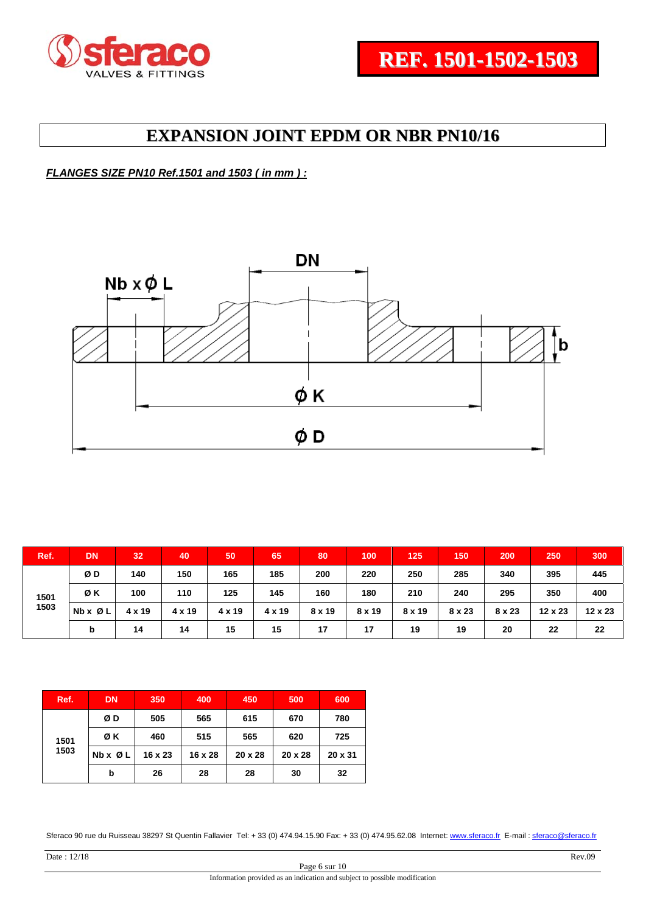REF. 1501-1502-1503

# EXPANSION JOINT EPDM OR NBR PN10/16

***FLANGES SIZE PN10 Ref.1501 and 1503 ( in mm ) :***

| Ref. | DN | 32 | 40 | 50 | 65 | 80 | 100 | 125 | 150 | 200 | 250 | 300 |
|---|---|---|---|---|---|---|---|---|---|---|---|---|
| 1501 1503 | Ø D | 140 | 150 | 165 | 185 | 200 | 220 | 250 | 285 | 340 | 395 | 445 |
| | Ø K | 100 | 110 | 125 | 145 | 160 | 180 | 210 | 240 | 295 | 350 | 400 |
| | Nb x Ø L | 4 x 19 | 4 x 19 | 4 x 19 | 4 x 19 | 8 x 19 | 8 x 19 | 8 x 19 | 8 x 23 | 8 x 23 | 12 x 23 | 12 x 23 |
| | b | 14 | 14 | 15 | 15 | 17 | 17 | 19 | 19 | 20 | 22 | 22 |

| Ref. | DN | 350 | 400 | 450 | 500 | 600 |
|---|---|---|---|---|---|---|
| 1501 1503 | Ø D | 505 | 565 | 615 | 670 | 780 |
| | Ø K | 460 | 515 | 565 | 620 | 725 |
| | Nb x Ø L | 16 x 23 | 16 x 28 | 20 x 28 | 20 x 28 | 20 x 31 |
| | b | 26 | 28 | 28 | 30 | 32 |

Sferaco 90 rue du Ruisseau 38297 St Quentin Fallavier Tel: + 33 (0) 474.94.15.90 Fax: + 33 (0) 474.95.62.08 Internet: www.sferaco.fr E-mail : sferaco@sferaco.fr

Date : 12/18 Rev.09

Information provided as an indication and subject to possible modification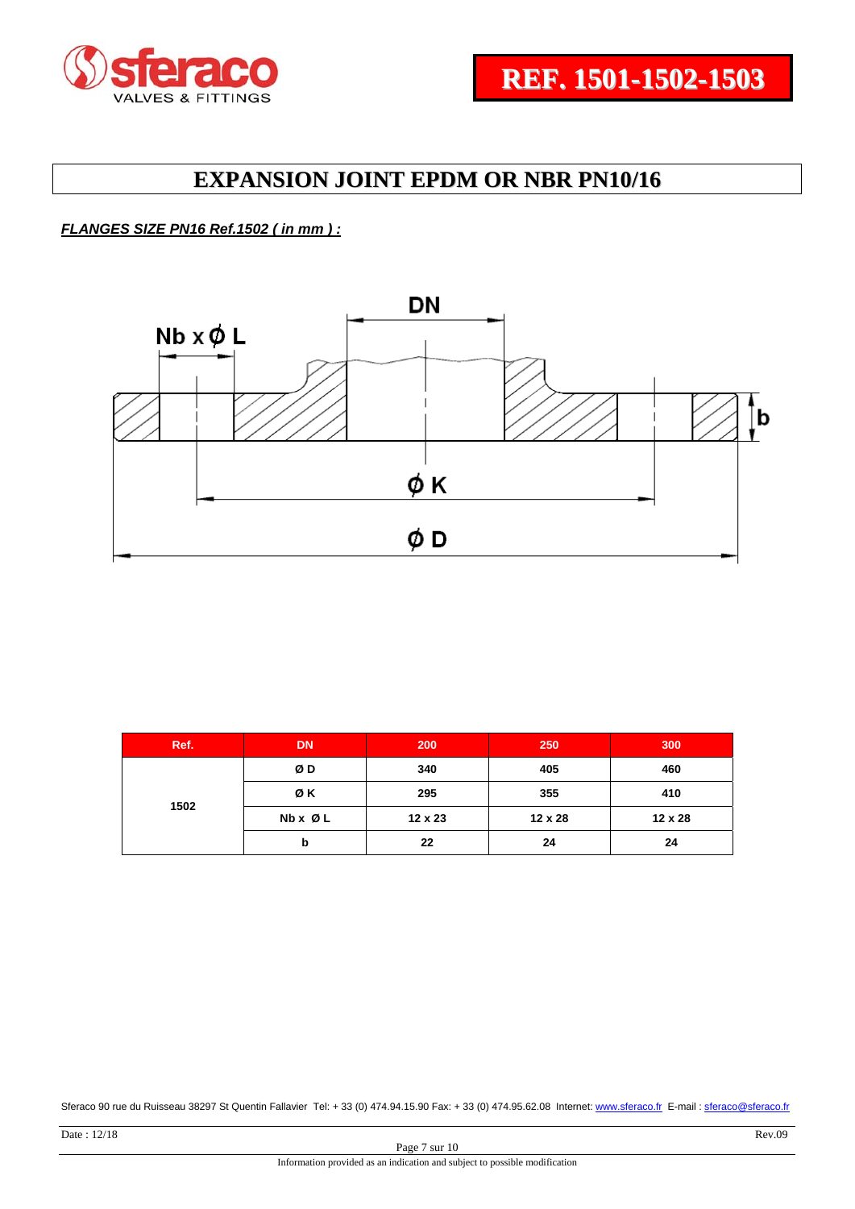REF. 1501-1502-1503

# EXPANSION JOINT EPDM OR NBR PN10/16

***FLANGES SIZE PN16 Ref.1502 ( in mm ) :***

| Ref. | DN | 200 | 250 | 300 |
|---|---|---|---|---|
| 1502 | Ø D | 340 | 405 | 460 |
| | Ø K | 295 | 355 | 410 |
| | Nb x Ø L | 12 x 23 | 12 x 28 | 12 x 28 |
| | b | 22 | 24 | 24 |

Sferaco 90 rue du Ruisseau 38297 St Quentin Fallavier Tel: + 33 (0) 474.94.15.90 Fax: + 33 (0) 474.95.62.08 Internet: www.sferaco.fr E-mail : sferaco@sferaco.fr

Date : 12/18 Rev.09

Information provided as an indication and subject to possible modification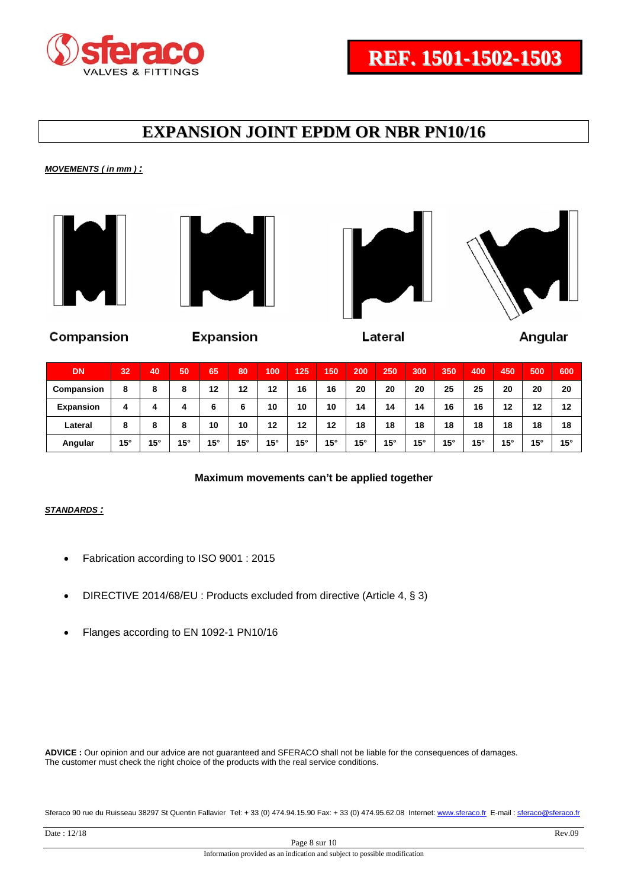# EXPANSION JOINT EPDM OR NBR PN10/16

***MOVEMENTS ( in mm ) :***

Compansion Expansion Lateral Angular

| DN | 32 | 40 | 50 | 65 | 80 | 100 | 125 | 150 | 200 | 250 | 300 | 350 | 400 | 450 | 500 | 600 |
|---|---|---|---|---|---|---|---|---|---|---|---|---|---|---|---|---|
| Compansion | 8 | 8 | 8 | 12 | 12 | 12 | 16 | 16 | 20 | 20 | 20 | 25 | 25 | 20 | 20 | 20 |
| Expansion | 4 | 4 | 4 | 6 | 6 | 10 | 10 | 10 | 14 | 14 | 14 | 16 | 16 | 12 | 12 | 12 |
| Lateral | 8 | 8 | 8 | 10 | 10 | 12 | 12 | 12 | 18 | 18 | 18 | 18 | 18 | 18 | 18 | 18 |
| Angular | 15° | 15° | 15° | 15° | 15° | 15° | 15° | 15° | 15° | 15° | 15° | 15° | 15° | 15° | 15° | 15° |

**Maximum movements can't be applied together**

***STANDARDS :***

- Fabrication according to ISO 9001 : 2015
- DIRECTIVE 2014/68/EU : Products excluded from directive (Article 4, § 3)
- Flanges according to EN 1092-1 PN10/16

**ADVICE :** Our opinion and our advice are not guaranteed and SFERACO shall not be liable for the consequences of damages. The customer must check the right choice of the products with the real service conditions.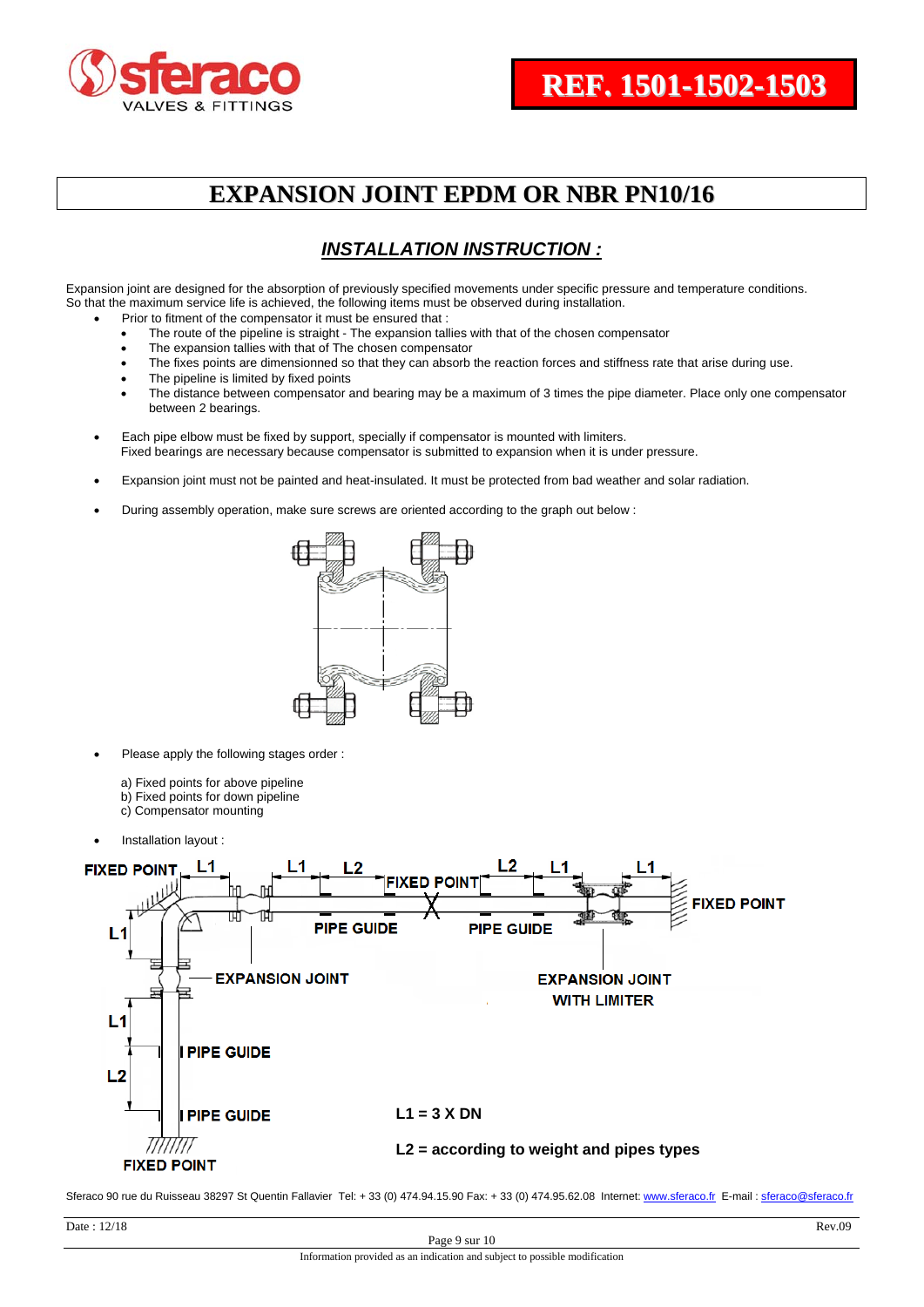# EXPANSION JOINT EPDM OR NBR PN10/16

## *INSTALLATION INSTRUCTION :*

Expansion joint are designed for the absorption of previously specified movements under specific pressure and temperature conditions.
So that the maximum service life is achieved, the following items must be observed during installation.

- Prior to fitment of the compensator it must be ensured that :
  - The route of the pipeline is straight - The expansion tallies with that of the chosen compensator
  - The expansion tallies with that of The chosen compensator
  - The fixes points are dimensionned so that they can absorb the reaction forces and stiffness rate that arise during use.
  - The pipeline is limited by fixed points
  - The distance between compensator and bearing may be a maximum of 3 times the pipe diameter. Place only one compensator between 2 bearings.

- Each pipe elbow must be fixed by support, specially if compensator is mounted with limiters.
  Fixed bearings are necessary because compensator is submitted to expansion when it is under pressure.

- Expansion joint must not be painted and heat-insulated. It must be protected from bad weather and solar radiation.

- During assembly operation, make sure screws are oriented according to the graph out below :

- Please apply the following stages order :

  a) Fixed points for above pipeline
  b) Fixed points for down pipeline
  c) Compensator mounting

- Installation layout :

L1 = 3 X DN

L2 = according to weight and pipes types

Sferaco 90 rue du Ruisseau 38297 St Quentin Fallavier Tel: + 33 (0) 474.94.15.90 Fax: + 33 (0) 474.95.62.08 Internet: www.sferaco.fr E-mail : sferaco@sferaco.fr

Date : 12/18 Rev.09

Information provided as an indication and subject to possible modification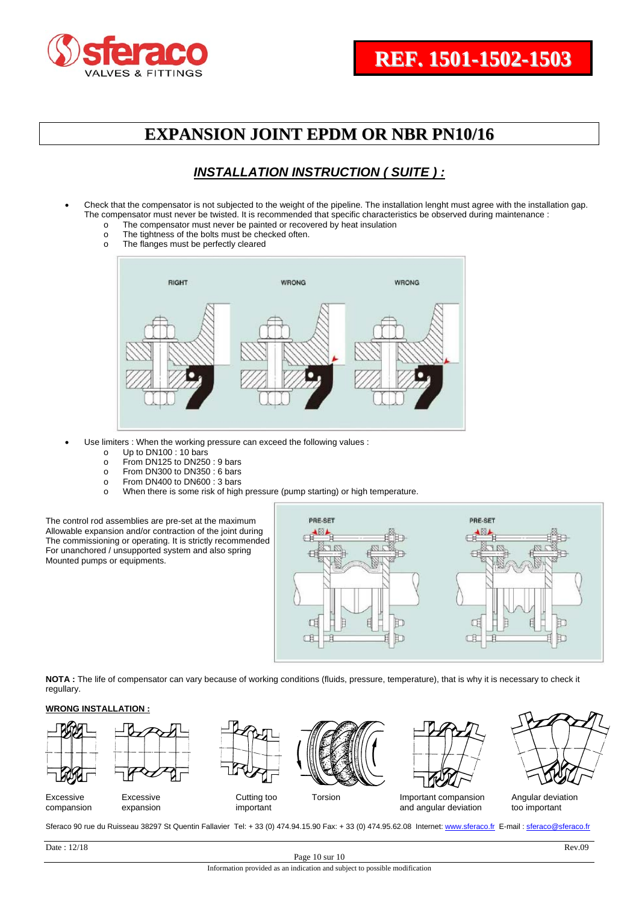REF. 1501-1502-1503

# EXPANSION JOINT EPDM OR NBR PN10/16

## *INSTALLATION INSTRUCTION ( SUITE ) :*

- Check that the compensator is not subjected to the weight of the pipeline. The installation lenght must agree with the installation gap. The compensator must never be twisted. It is recommended that specific characteristics be observed during maintenance :
  - The compensator must never be painted or recovered by heat insulation
  - The tightness of the bolts must be checked often.
  - The flanges must be perfectly cleared

RIGHT

WRONG

WRONG

- Use limiters : When the working pressure can exceed the following values :
  - Up to DN100 : 10 bars
  - From DN125 to DN250 : 9 bars
  - From DN300 to DN350 : 6 bars
  - From DN400 to DN600 : 3 bars
  - When there is some risk of high pressure (pump starting) or high temperature.

The control rod assemblies are pre-set at the maximum Allowable expansion and/or contraction of the joint during The commissioning or operating. It is strictly recommended For unanchored / unsupported system and also spring Mounted pumps or equipments.

PRE-SET

PRE-SET

**NOTA :** The life of compensator can vary because of working conditions (fluids, pressure, temperature), that is why it is necessary to check it regullary.

**WRONG INSTALLATION :**

Excessive compansion

Excessive expansion

Cutting too important

Torsion

Important compansion and angular deviation

Angular deviation too important

Sferaco 90 rue du Ruisseau 38297 St Quentin Fallavier Tel: + 33 (0) 474.94.15.90 Fax: + 33 (0) 474.95.62.08 Internet: www.sferaco.fr E-mail : sferaco@sferaco.fr

Date : 12/18

Rev.09

Information provided as an indication and subject to possible modification